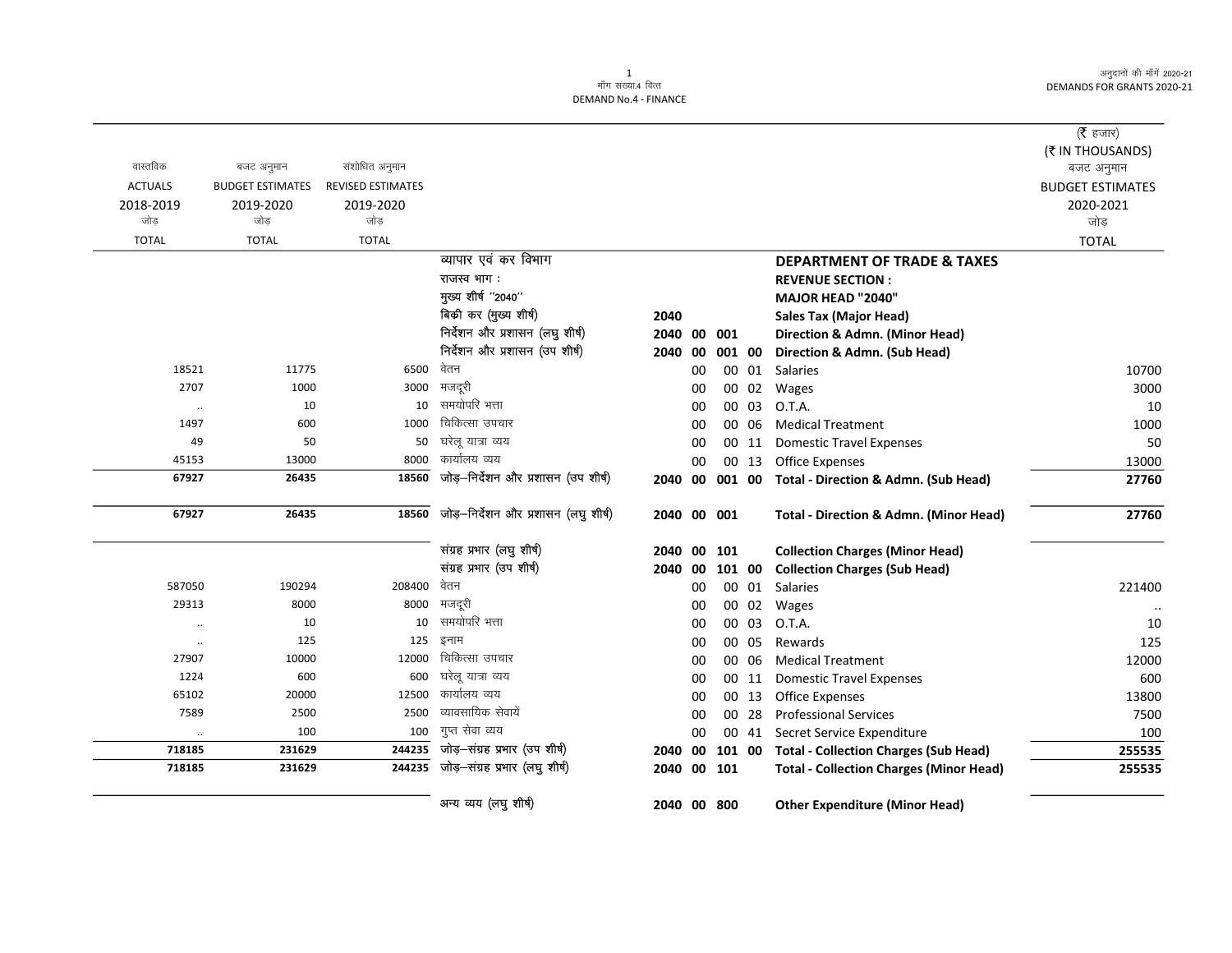मॉंग संख्या.4 वित्त
DEMAND No.4 - FINANCE

अनुदानों की मॉंगें 2020-21
DEMANDS FOR GRANTS 2020-21

(₹ हजार)
(₹ IN THOUSANDS)

| वास्तविक ACTUALS 2018-2019 जोड़ TOTAL | बजट अनुमान BUDGET ESTIMATES 2019-2020 जोड़ TOTAL | संशोधित अनुमान REVISED ESTIMATES 2019-2020 जोड़ TOTAL | | | | | | | बजट अनुमान BUDGET ESTIMATES 2020-2021 जोड़ TOTAL |
|---|---|---|---|---|---|---|---|---|---|
| | | | व्यापार एवं कर विभाग | | | | | **DEPARTMENT OF TRADE & TAXES** | |
| | | | राजस्व भाग : | | | | | **REVENUE SECTION :** | |
| | | | मुख्य शीर्ष ''2040'' | | | | | **MAJOR HEAD "2040"** | |
| | | | बिक्री कर (मुख्य शीर्ष) | 2040 | | | | **Sales Tax (Major Head)** | |
| | | | निर्देशन और प्रशासन (लघु शीर्ष) | 2040 | 00 | 001 | | **Direction & Admn. (Minor Head)** | |
| | | | निर्देशन और प्रशासन (उप शीर्ष) | 2040 | 00 | 001 | 00 | **Direction & Admn. (Sub Head)** | |
| 18521 | 11775 | 6500 | वेतन | | 00 | 00 | 01 | Salaries | 10700 |
| 2707 | 1000 | 3000 | मजदूरी | | 00 | 00 | 02 | Wages | 3000 |
| .. | 10 | 10 | समयोपरि भत्ता | | 00 | 00 | 03 | O.T.A. | 10 |
| 1497 | 600 | 1000 | चिकित्सा उपचार | | 00 | 00 | 06 | Medical Treatment | 1000 |
| 49 | 50 | 50 | घरेलू यात्रा व्यय | | 00 | 00 | 11 | Domestic Travel Expenses | 50 |
| 45153 | 13000 | 8000 | कार्यालय व्यय | | 00 | 00 | 13 | Office Expenses | 13000 |
| **67927** | **26435** | **18560** | जोड़–निर्देशन और प्रशासन (उप शीर्ष) | 2040 | 00 | 001 | 00 | **Total - Direction & Admn. (Sub Head)** | **27760** |
| **67927** | **26435** | **18560** | जोड़–निर्देशन और प्रशासन (लघु शीर्ष) | 2040 | 00 | 001 | | **Total - Direction & Admn. (Minor Head)** | **27760** |
| | | | संग्रह प्रभार (लघु शीर्ष) | 2040 | 00 | 101 | | **Collection Charges (Minor Head)** | |
| | | | संग्रह प्रभार (उप शीर्ष) | 2040 | 00 | 101 | 00 | **Collection Charges (Sub Head)** | |
| 587050 | 190294 | 208400 | वेतन | | 00 | 00 | 01 | Salaries | 221400 |
| 29313 | 8000 | 8000 | मजदूरी | | 00 | 00 | 02 | Wages | .. |
| .. | 10 | 10 | समयोपरि भत्ता | | 00 | 00 | 03 | O.T.A. | 10 |
| .. | 125 | 125 | इनाम | | 00 | 00 | 05 | Rewards | 125 |
| 27907 | 10000 | 12000 | चिकित्सा उपचार | | 00 | 00 | 06 | Medical Treatment | 12000 |
| 1224 | 600 | 600 | घरेलू यात्रा व्यय | | 00 | 00 | 11 | Domestic Travel Expenses | 600 |
| 65102 | 20000 | 12500 | कार्यालय व्यय | | 00 | 00 | 13 | Office Expenses | 13800 |
| 7589 | 2500 | 2500 | व्यावसायिक सेवायें | | 00 | 00 | 28 | Professional Services | 7500 |
| .. | 100 | 100 | गुप्त सेवा व्यय | | 00 | 00 | 41 | Secret Service Expenditure | 100 |
| **718185** | **231629** | **244235** | जोड़–संग्रह प्रभार (उप शीर्ष) | 2040 | 00 | 101 | 00 | **Total - Collection Charges (Sub Head)** | **255535** |
| **718185** | **231629** | **244235** | जोड़–संग्रह प्रभार (लघु शीर्ष) | 2040 | 00 | 101 | | **Total - Collection Charges (Minor Head)** | **255535** |
| | | | अन्य व्यय (लघु शीर्ष) | 2040 | 00 | 800 | | **Other Expenditure (Minor Head)** | |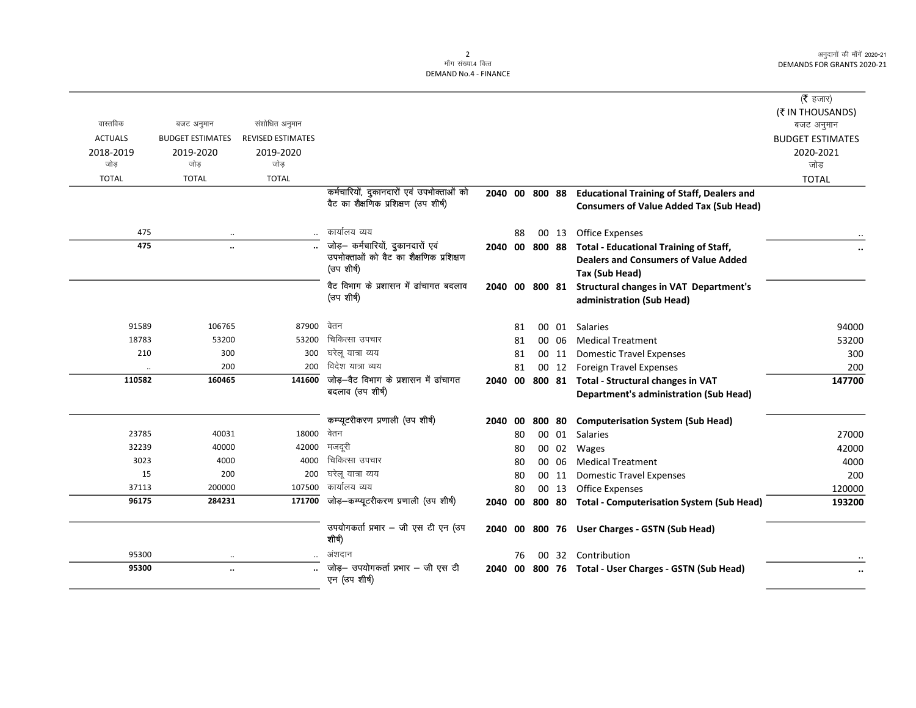माँग संख्या.4 वित्त
DEMAND No.4 - FINANCE

| वास्तविक ACTUALS 2018-2019 जोड़ TOTAL | बजट अनुमान BUDGET ESTIMATES 2019-2020 जोड़ TOTAL | संशोधित अनुमान REVISED ESTIMATES 2019-2020 जोड़ TOTAL | | | | | | | (₹ हजार) (₹ IN THOUSANDS) बजट अनुमान BUDGET ESTIMATES 2020-2021 जोड़ TOTAL |
|---|---|---|---|---|---|---|---|---|---|
| | | | कर्मचारियों, दुकानदारों एवं उपभोक्ताओं को वैट का शैक्षणिक प्रशिक्षण (उप शीर्ष) | 2040 | 00 | 800 | 88 | **Educational Training of Staff, Dealers and Consumers of Value Added Tax (Sub Head)** | |
| 475 | .. | .. | कार्यालय व्यय | | 88 | 00 | 13 | Office Expenses | .. |
| **475** | **..** | **..** | जोड़– कर्मचारियों, दुकानदारों एवं उपभोक्ताओं को वैट का शैक्षणिक प्रशिक्षण (उप शीर्ष) | 2040 | 00 | 800 | 88 | **Total - Educational Training of Staff, Dealers and Consumers of Value Added Tax (Sub Head)** | **..** |
| | | | वैट विभाग के प्रशासन में ढांचागत बदलाव (उप शीर्ष) | 2040 | 00 | 800 | 81 | **Structural changes in VAT Department's administration (Sub Head)** | |
| 91589 | 106765 | 87900 | वेतन | | 81 | 00 | 01 | Salaries | 94000 |
| 18783 | 53200 | 53200 | चिकित्सा उपचार | | 81 | 00 | 06 | Medical Treatment | 53200 |
| 210 | 300 | 300 | घरेलू यात्रा व्यय | | 81 | 00 | 11 | Domestic Travel Expenses | 300 |
| .. | 200 | 200 | विदेश यात्रा व्यय | | 81 | 00 | 12 | Foreign Travel Expenses | 200 |
| **110582** | **160465** | **141600** | जोड़–वैट विभाग के प्रशासन में ढांचागत बदलाव (उप शीर्ष) | 2040 | 00 | 800 | 81 | **Total - Structural changes in VAT Department's administration (Sub Head)** | **147700** |
| | | | कम्प्यूटरीकरण प्रणाली (उप शीर्ष) | 2040 | 00 | 800 | 80 | **Computerisation System (Sub Head)** | |
| 23785 | 40031 | 18000 | वेतन | | 80 | 00 | 01 | Salaries | 27000 |
| 32239 | 40000 | 42000 | मजदूरी | | 80 | 00 | 02 | Wages | 42000 |
| 3023 | 4000 | 4000 | चिकित्सा उपचार | | 80 | 00 | 06 | Medical Treatment | 4000 |
| 15 | 200 | 200 | घरेलू यात्रा व्यय | | 80 | 00 | 11 | Domestic Travel Expenses | 200 |
| 37113 | 200000 | 107500 | कार्यालय व्यय | | 80 | 00 | 13 | Office Expenses | 120000 |
| **96175** | **284231** | **171700** | जोड़–कम्प्यूटरीकरण प्रणाली (उप शीर्ष) | 2040 | 00 | 800 | 80 | **Total - Computerisation System (Sub Head)** | **193200** |
| | | | उपयोगकर्ता प्रभार – जी एस टी एन (उप शीर्ष) | 2040 | 00 | 800 | 76 | **User Charges - GSTN (Sub Head)** | |
| 95300 | .. | .. | अंशदान | | 76 | 00 | 32 | Contribution | .. |
| **95300** | **..** | **..** | जोड़– उपयोगकर्ता प्रभार – जी एस टी एन (उप शीर्ष) | 2040 | 00 | 800 | 76 | **Total - User Charges - GSTN (Sub Head)** | **..** |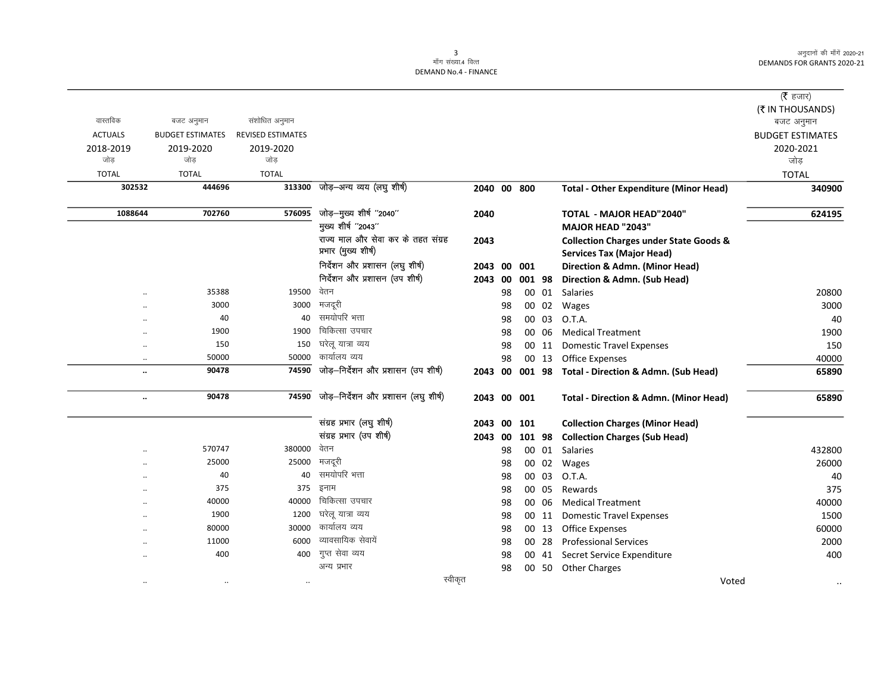(₹ हजार)
(₹ IN THOUSANDS)

| वास्तविक ACTUALS 2018-2019 जोड़ TOTAL | बजट अनुमान BUDGET ESTIMATES 2019-2020 जोड़ TOTAL | संशोधित अनुमान REVISED ESTIMATES 2019-2020 जोड़ TOTAL | | | | | | | | बजट अनुमान BUDGET ESTIMATES 2020-2021 जोड़ TOTAL |
|---|---|---|---|---|---|---|---|---|---|---|
| 302532 | 444696 | 313300 | जोड़–अन्य व्यय (लघु शीर्ष) | 2040 | 00 | 800 | | | **Total - Other Expenditure (Minor Head)** | 340900 |
| 1088644 | 702760 | 576095 | जोड़–मुख्य शीर्ष "2040" | 2040 | | | | | **TOTAL - MAJOR HEAD"2040"** | 624195 |
| | | | मुख्य शीर्ष "2043" | | | | | | **MAJOR HEAD "2043"** | |
| | | | राज्य माल और सेवा कर के तहत संग्रह प्रभार (मुख्य शीर्ष) | 2043 | | | | | **Collection Charges under State Goods & Services Tax (Major Head)** | |
| | | | निर्देशन और प्रशासन (लघु शीर्ष) | 2043 | 00 | 001 | | | **Direction & Admn. (Minor Head)** | |
| | | | निर्देशन और प्रशासन (उप शीर्ष) | 2043 | 00 | 001 | 98 | | **Direction & Admn. (Sub Head)** | |
| .. | 35388 | 19500 | वेतन | | 98 | | 00 | 01 | Salaries | 20800 |
| .. | 3000 | 3000 | मजदूरी | | 98 | | 00 | 02 | Wages | 3000 |
| .. | 40 | 40 | समयोपरि भत्ता | | 98 | | 00 | 03 | O.T.A. | 40 |
| .. | 1900 | 1900 | चिकित्सा उपचार | | 98 | | 00 | 06 | Medical Treatment | 1900 |
| .. | 150 | 150 | घरेलू यात्रा व्यय | | 98 | | 00 | 11 | Domestic Travel Expenses | 150 |
| .. | 50000 | 50000 | कार्यालय व्यय | | 98 | | 00 | 13 | Office Expenses | 40000 |
| .. | 90478 | 74590 | जोड़–निर्देशन और प्रशासन (उप शीर्ष) | 2043 | 00 | 001 | 98 | | **Total - Direction & Admn. (Sub Head)** | 65890 |
| .. | 90478 | 74590 | जोड़–निर्देशन और प्रशासन (लघु शीर्ष) | 2043 | 00 | 001 | | | **Total - Direction & Admn. (Minor Head)** | 65890 |
| | | | संग्रह प्रभार (लघु शीर्ष) | 2043 | 00 | 101 | | | **Collection Charges (Minor Head)** | |
| | | | संग्रह प्रभार (उप शीर्ष) | 2043 | 00 | 101 | 98 | | **Collection Charges (Sub Head)** | |
| .. | 570747 | 380000 | वेतन | | 98 | | 00 | 01 | Salaries | 432800 |
| .. | 25000 | 25000 | मजदूरी | | 98 | | 00 | 02 | Wages | 26000 |
| .. | 40 | 40 | समयोपरि भत्ता | | 98 | | 00 | 03 | O.T.A. | 40 |
| .. | 375 | 375 | इनाम | | 98 | | 00 | 05 | Rewards | 375 |
| .. | 40000 | 40000 | चिकित्सा उपचार | | 98 | | 00 | 06 | Medical Treatment | 40000 |
| .. | 1900 | 1200 | घरेलू यात्रा व्यय | | 98 | | 00 | 11 | Domestic Travel Expenses | 1500 |
| .. | 80000 | 30000 | कार्यालय व्यय | | 98 | | 00 | 13 | Office Expenses | 60000 |
| .. | 11000 | 6000 | व्यावसायिक सेवायें | | 98 | | 00 | 28 | Professional Services | 2000 |
| .. | 400 | 400 | गुप्त सेवा व्यय | | 98 | | 00 | 41 | Secret Service Expenditure | 400 |
| | | | अन्य प्रभार | | 98 | | 00 | 50 | Other Charges | |
| .. | .. | .. | स्वीकृत | | | | | | Voted | .. |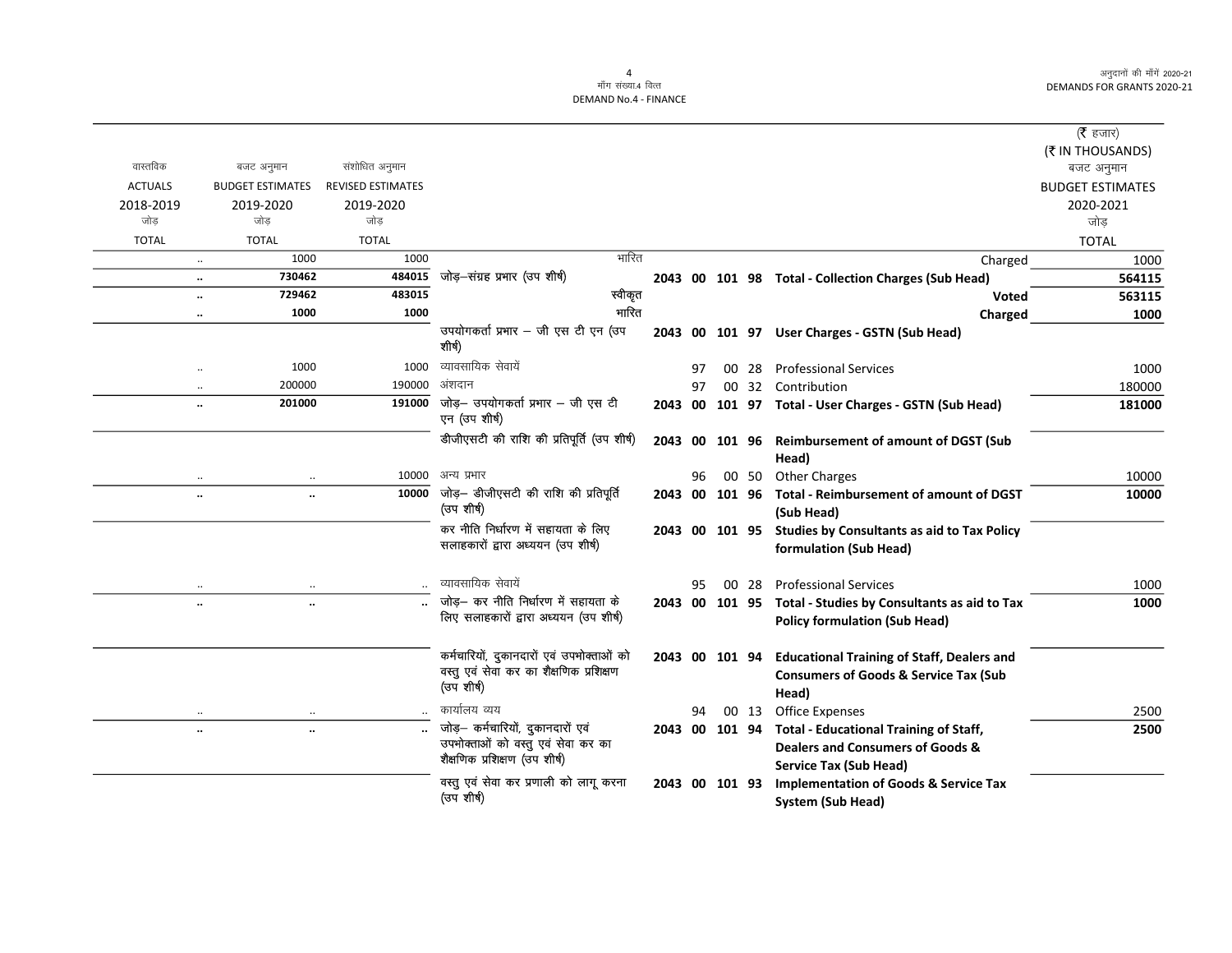अनुदानों की माँगें 2020-21
DEMANDS FOR GRANTS 2020-21

माँग संख्या.4 वित्त
DEMAND No.4 - FINANCE

| वास्तविक ACTUALS 2018-2019 जोड़ TOTAL | बजट अनुमान BUDGET ESTIMATES 2019-2020 जोड़ TOTAL | संशोधित अनुमान REVISED ESTIMATES 2019-2020 जोड़ TOTAL | | | | | | | (₹ हजार) (₹ IN THOUSANDS) बजट अनुमान BUDGET ESTIMATES 2020-2021 जोड़ TOTAL |
|---|---|---|---|---|---|---|---|---|---|
| .. | 1000 | 1000 | भारित | | | | | Charged | 1000 |
| **..** | **730462** | **484015** | जोड़–संग्रह प्रभार (उप शीर्ष) | **2043** | **00** | **101** | **98** | **Total - Collection Charges (Sub Head)** | **564115** |
| **..** | **729462** | **483015** | स्वीकृत | | | | | **Voted** | **563115** |
| **..** | **1000** | **1000** | भारित | | | | | **Charged** | **1000** |
| | | | उपयोगकर्ता प्रभार – जी एस टी एन (उप शीर्ष) | **2043** | **00** | **101** | **97** | **User Charges - GSTN (Sub Head)** | |
| .. | 1000 | 1000 | व्यावसायिक सेवायें | | 97 | 00 | 28 | Professional Services | 1000 |
| .. | 200000 | 190000 | अंशदान | | 97 | 00 | 32 | Contribution | 180000 |
| **..** | **201000** | **191000** | जोड़– उपयोगकर्ता प्रभार – जी एस टी एन (उप शीर्ष) | **2043** | **00** | **101** | **97** | **Total - User Charges - GSTN (Sub Head)** | **181000** |
| | | | डीजीएसटी की राशि की प्रतिपूर्ति (उप शीर्ष) | **2043** | **00** | **101** | **96** | **Reimbursement of amount of DGST (Sub Head)** | |
| .. | .. | 10000 | अन्य प्रभार | | 96 | 00 | 50 | Other Charges | 10000 |
| **..** | **..** | **10000** | जोड़– डीजीएसटी की राशि की प्रतिपूर्ति (उप शीर्ष) | **2043** | **00** | **101** | **96** | **Total - Reimbursement of amount of DGST (Sub Head)** | **10000** |
| | | | कर नीति निर्धारण में सहायता के लिए सलाहकारों द्वारा अध्ययन (उप शीर्ष) | **2043** | **00** | **101** | **95** | **Studies by Consultants as aid to Tax Policy formulation (Sub Head)** | |
| .. | .. | .. | व्यावसायिक सेवायें | | 95 | 00 | 28 | Professional Services | 1000 |
| **..** | **..** | **..** | जोड़– कर नीति निर्धारण में सहायता के लिए सलाहकारों द्वारा अध्ययन (उप शीर्ष) | **2043** | **00** | **101** | **95** | **Total - Studies by Consultants as aid to Tax Policy formulation (Sub Head)** | **1000** |
| | | | कर्मचारियों, दुकानदारों एवं उपभोक्ताओं को वस्तु एवं सेवा कर का शैक्षणिक प्रशिक्षण (उप शीर्ष) | **2043** | **00** | **101** | **94** | **Educational Training of Staff, Dealers and Consumers of Goods & Service Tax (Sub Head)** | |
| .. | .. | .. | कार्यालय व्यय | | 94 | 00 | 13 | Office Expenses | 2500 |
| **..** | **..** | **..** | जोड़– कर्मचारियों, दुकानदारों एवं उपभोक्ताओं को वस्तु एवं सेवा कर का शैक्षणिक प्रशिक्षण (उप शीर्ष) | **2043** | **00** | **101** | **94** | **Total - Educational Training of Staff, Dealers and Consumers of Goods & Service Tax (Sub Head)** | **2500** |
| | | | वस्तु एवं सेवा कर प्रणाली को लागू करना (उप शीर्ष) | **2043** | **00** | **101** | **93** | **Implementation of Goods & Service Tax System (Sub Head)** | |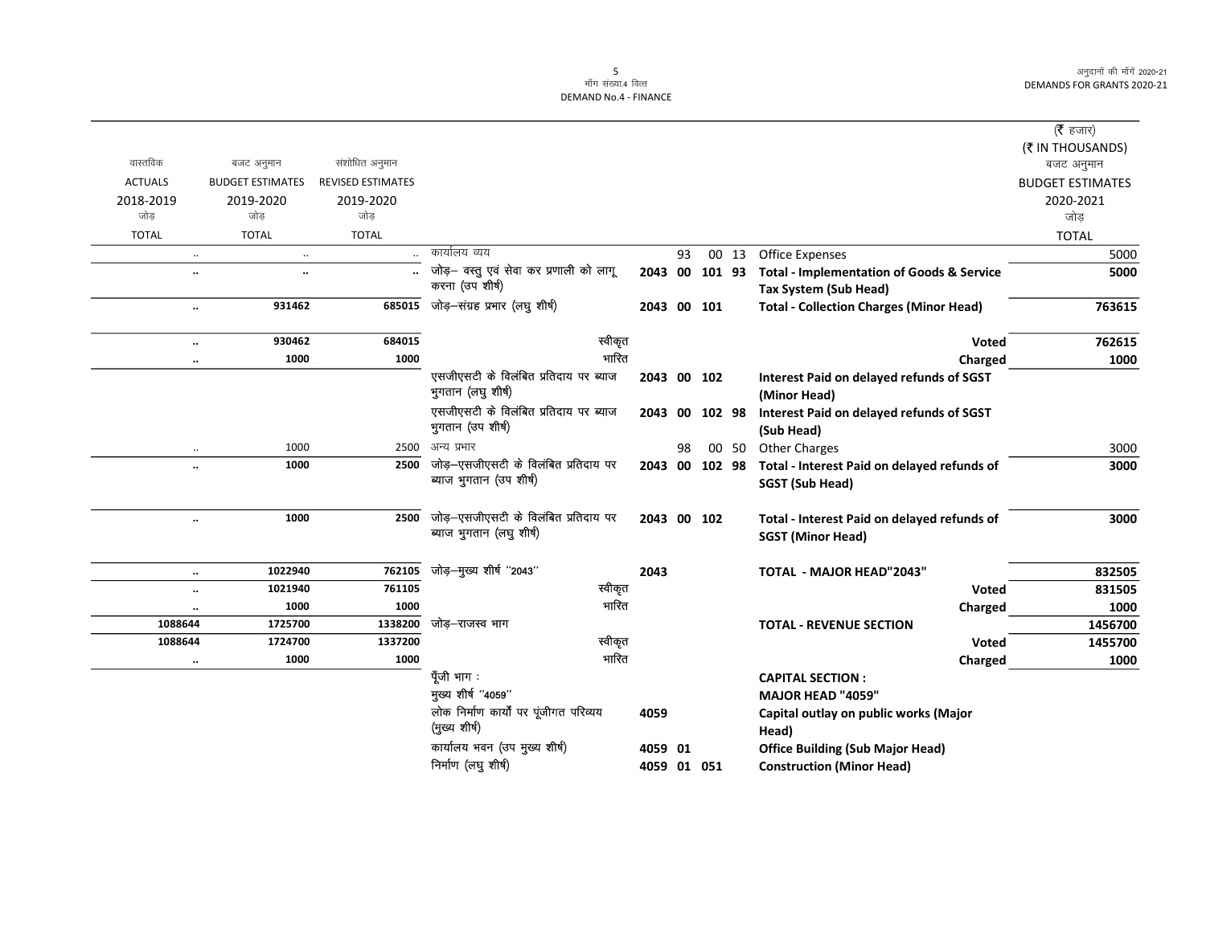| वास्तविक ACTUALS 2018-2019 जोड़ TOTAL | बजट अनुमान BUDGET ESTIMATES 2019-2020 जोड़ TOTAL | संशोधित अनुमान REVISED ESTIMATES 2019-2020 जोड़ TOTAL | | | | (₹ हजार) (₹ IN THOUSANDS) बजट अनुमान BUDGET ESTIMATES 2020-2021 जोड़ TOTAL |
|---|---|---|---|---|---|---|
| .. | .. | .. | कार्यालय व्यय | 93 00 13 | Office Expenses | 5000 |
| .. | .. | .. | जोड़– वस्तु एवं सेवा कर प्रणाली को लागू करना (उप शीर्ष) | 2043 00 101 93 | **Total - Implementation of Goods & Service Tax System (Sub Head)** | **5000** |
| .. | 931462 | 685015 | जोड़–संग्रह प्रभार (लघु शीर्ष) | 2043 00 101 | **Total - Collection Charges (Minor Head)** | **763615** |
| .. | 930462 | 684015 | स्वीकृत | | **Voted** | **762615** |
| .. | 1000 | 1000 | भारित | | **Charged** | **1000** |
| | | | एसजीएसटी के विलंबित प्रतिदाय पर ब्याज भुगतान (लघु शीर्ष) | 2043 00 102 | **Interest Paid on delayed refunds of SGST (Minor Head)** | |
| | | | एसजीएसटी के विलंबित प्रतिदाय पर ब्याज भुगतान (उप शीर्ष) | 2043 00 102 98 | **Interest Paid on delayed refunds of SGST (Sub Head)** | |
| .. | 1000 | 2500 | अन्य प्रभार | 98 00 50 | Other Charges | 3000 |
| .. | 1000 | 2500 | जोड़–एसजीएसटी के विलंबित प्रतिदाय पर ब्याज भुगतान (उप शीर्ष) | 2043 00 102 98 | **Total - Interest Paid on delayed refunds of SGST (Sub Head)** | **3000** |
| .. | 1000 | 2500 | जोड़–एसजीएसटी के विलंबित प्रतिदाय पर ब्याज भुगतान (लघु शीर्ष) | 2043 00 102 | **Total - Interest Paid on delayed refunds of SGST (Minor Head)** | **3000** |
| .. | 1022940 | 762105 | जोड़–मुख्य शीर्ष "2043" | 2043 | **TOTAL - MAJOR HEAD"2043"** | **832505** |
| .. | 1021940 | 761105 | स्वीकृत | | **Voted** | **831505** |
| .. | 1000 | 1000 | भारित | | **Charged** | **1000** |
| 1088644 | 1725700 | 1338200 | जोड़–राजस्व भाग | | **TOTAL - REVENUE SECTION** | **1456700** |
| 1088644 | 1724700 | 1337200 | स्वीकृत | | **Voted** | **1455700** |
| .. | 1000 | 1000 | भारित | | **Charged** | **1000** |
| | | | पूँजी भाग : | | **CAPITAL SECTION :** | |
| | | | मुख्य शीर्ष "4059" | | **MAJOR HEAD "4059"** | |
| | | | लोक निर्माण कार्यों पर पूंजीगत परिव्यय (मुख्य शीर्ष) | 4059 | **Capital outlay on public works (Major Head)** | |
| | | | कार्यालय भवन (उप मुख्य शीर्ष) | 4059 01 | **Office Building (Sub Major Head)** | |
| | | | निर्माण (लघु शीर्ष) | 4059 01 051 | **Construction (Minor Head)** | |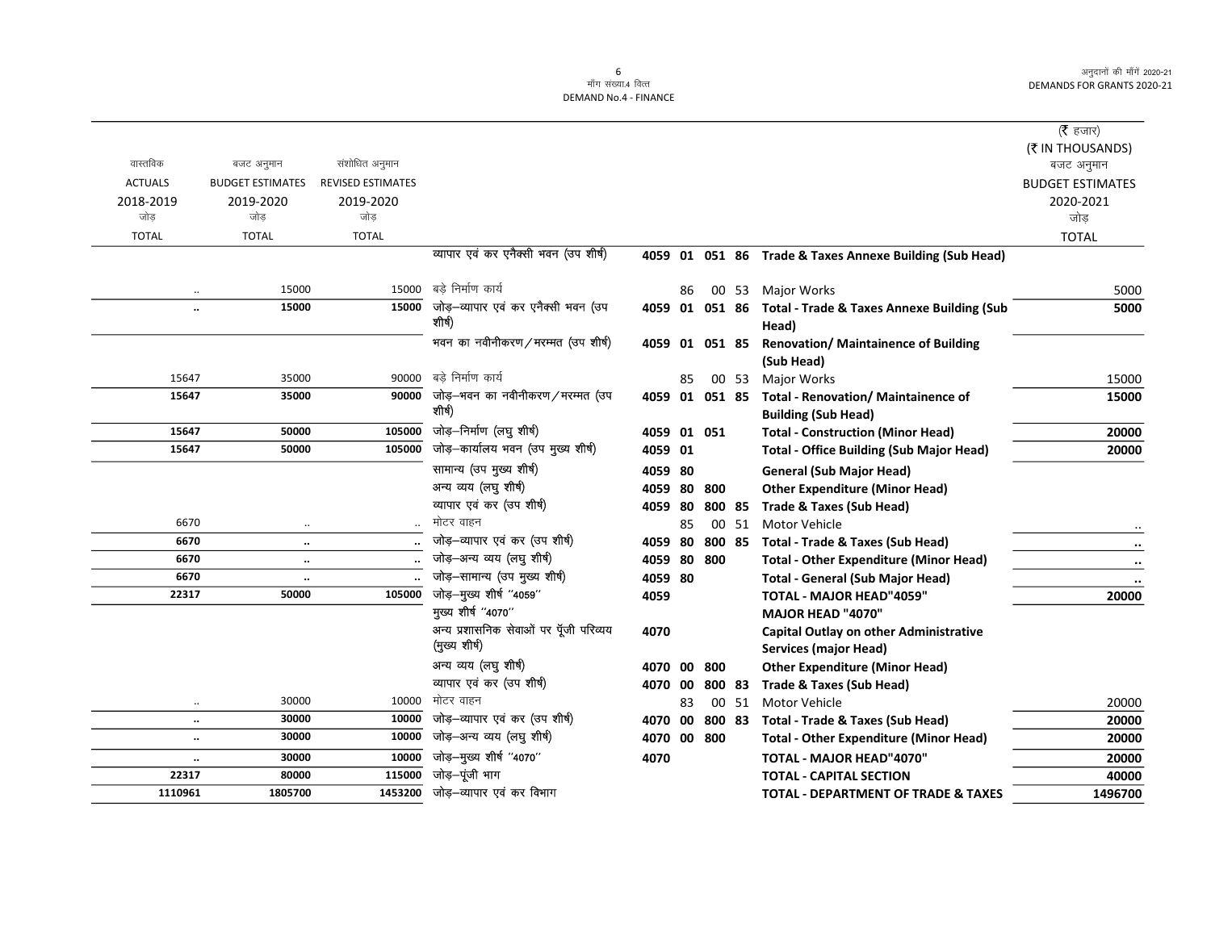माँग संख्या.4 वित्त
DEMAND No.4 - FINANCE

अनुदानों की माँगें 2020-21
DEMANDS FOR GRANTS 2020-21

(₹ हजार)
(₹ IN THOUSANDS)

| वास्तविक ACTUALS 2018-2019 जोड़ TOTAL | बजट अनुमान BUDGET ESTIMATES 2019-2020 जोड़ TOTAL | संशोधित अनुमान REVISED ESTIMATES 2019-2020 जोड़ TOTAL | | | | | | | बजट अनुमान BUDGET ESTIMATES 2020-2021 जोड़ TOTAL |
|---|---|---|---|---|---|---|---|---|---|
| | | | व्यापार एवं कर एनैक्सी भवन (उप शीर्ष) | 4059 | 01 | 051 | 86 | Trade & Taxes Annexe Building (Sub Head) | |
| .. | 15000 | 15000 | बड़े निर्माण कार्य | | 86 | 00 | 53 | Major Works | 5000 |
| **..** | **15000** | **15000** | जोड़–व्यापार एवं कर एनैक्सी भवन (उप शीर्ष) | **4059** | **01** | **051** | **86** | **Total - Trade & Taxes Annexe Building (Sub Head)** | **5000** |
| | | | भवन का नवीनीकरण/मरम्मत (उप शीर्ष) | 4059 | 01 | 051 | 85 | Renovation/ Maintainence of Building (Sub Head) | |
| 15647 | 35000 | 90000 | बड़े निर्माण कार्य | | 85 | 00 | 53 | Major Works | 15000 |
| **15647** | **35000** | **90000** | जोड़–भवन का नवीनीकरण/मरम्मत (उप शीर्ष) | **4059** | **01** | **051** | **85** | **Total - Renovation/ Maintainence of Building (Sub Head)** | **15000** |
| **15647** | **50000** | **105000** | जोड़–निर्माण (लघु शीर्ष) | **4059** | **01** | **051** | | **Total - Construction (Minor Head)** | **20000** |
| **15647** | **50000** | **105000** | जोड़–कार्यालय भवन (उप मुख्य शीर्ष) | **4059** | **01** | | | **Total - Office Building (Sub Major Head)** | **20000** |
| | | | सामान्य (उप मुख्य शीर्ष) | 4059 | 80 | | | General (Sub Major Head) | |
| | | | अन्य व्यय (लघु शीर्ष) | 4059 | 80 | 800 | | Other Expenditure (Minor Head) | |
| | | | व्यापार एवं कर (उप शीर्ष) | 4059 | 80 | 800 | 85 | Trade & Taxes (Sub Head) | |
| 6670 | .. | .. | मोटर वाहन | | 85 | 00 | 51 | Motor Vehicle | .. |
| **6670** | **..** | **..** | जोड़–व्यापार एवं कर (उप शीर्ष) | **4059** | **80** | **800** | **85** | **Total - Trade & Taxes (Sub Head)** | **..** |
| **6670** | **..** | **..** | जोड़–अन्य व्यय (लघु शीर्ष) | **4059** | **80** | **800** | | **Total - Other Expenditure (Minor Head)** | **..** |
| **6670** | **..** | **..** | जोड़–सामान्य (उप मुख्य शीर्ष) | **4059** | **80** | | | **Total - General (Sub Major Head)** | **..** |
| **22317** | **50000** | **105000** | जोड़–मुख्य शीर्ष "4059" | **4059** | | | | **TOTAL - MAJOR HEAD"4059"** | **20000** |
| | | | मुख्य शीर्ष "4070" | | | | | MAJOR HEAD "4070" | |
| | | | अन्य प्रशासनिक सेवाओं पर पूँजी परिव्यय (मुख्य शीर्ष) | 4070 | | | | Capital Outlay on other Administrative Services (major Head) | |
| | | | अन्य व्यय (लघु शीर्ष) | 4070 | 00 | 800 | | Other Expenditure (Minor Head) | |
| | | | व्यापार एवं कर (उप शीर्ष) | 4070 | 00 | 800 | 83 | Trade & Taxes (Sub Head) | |
| .. | 30000 | 10000 | मोटर वाहन | | 83 | 00 | 51 | Motor Vehicle | 20000 |
| **..** | **30000** | **10000** | जोड़–व्यापार एवं कर (उप शीर्ष) | **4070** | **00** | **800** | **83** | **Total - Trade & Taxes (Sub Head)** | **20000** |
| **..** | **30000** | **10000** | जोड़–अन्य व्यय (लघु शीर्ष) | **4070** | **00** | **800** | | **Total - Other Expenditure (Minor Head)** | **20000** |
| **..** | **30000** | **10000** | जोड़–मुख्य शीर्ष "4070" | **4070** | | | | **TOTAL - MAJOR HEAD"4070"** | **20000** |
| **22317** | **80000** | **115000** | जोड़–पूंजी भाग | | | | | **TOTAL - CAPITAL SECTION** | **40000** |
| **1110961** | **1805700** | **1453200** | जोड़–व्यापार एवं कर विभाग | | | | | **TOTAL - DEPARTMENT OF TRADE & TAXES** | **1496700** |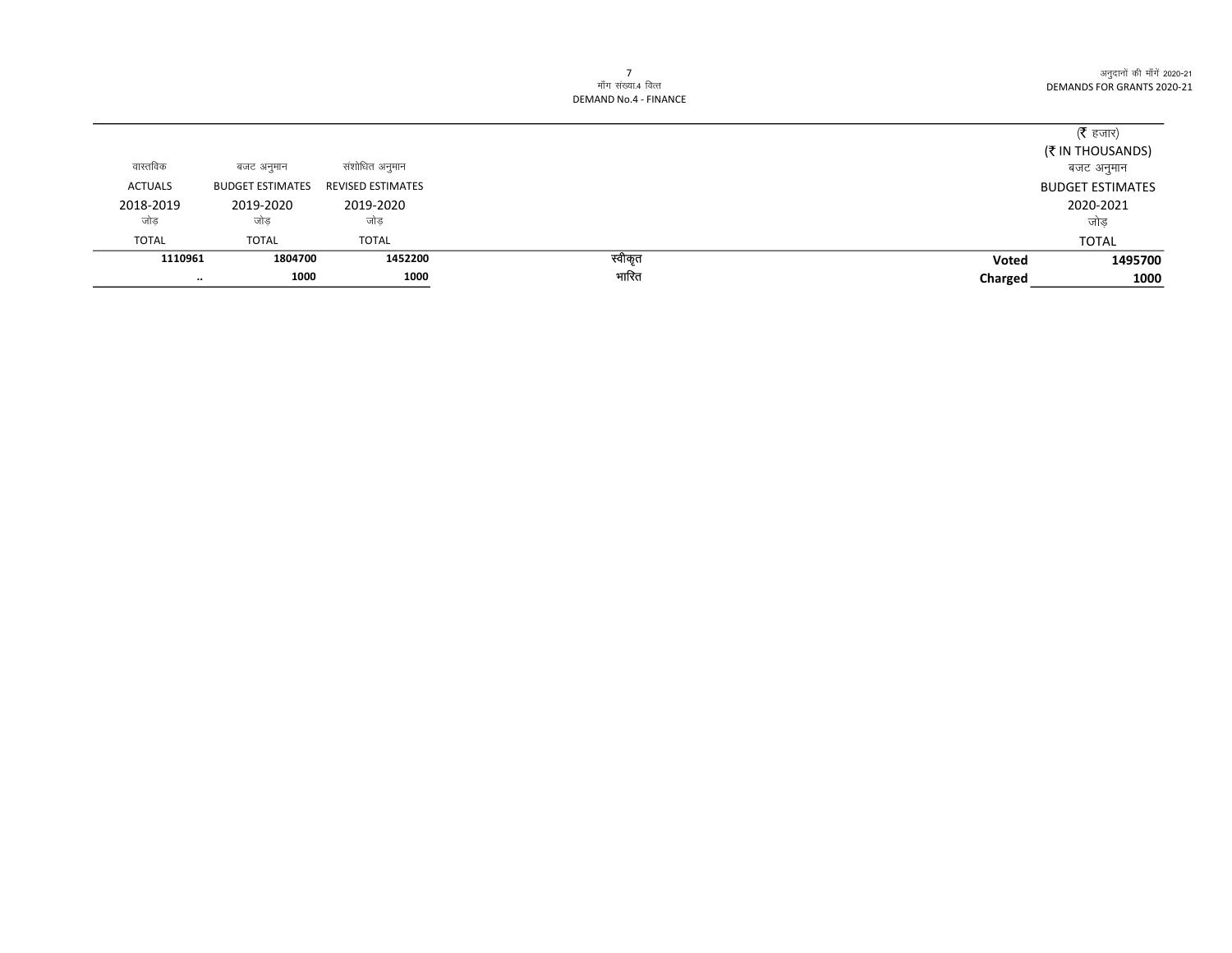| वास्तविक ACTUALS 2018-2019 जोड़ TOTAL | बजट अनुमान BUDGET ESTIMATES 2019-2020 जोड़ TOTAL | संशोधित अनुमान REVISED ESTIMATES 2019-2020 जोड़ TOTAL | | | (₹ हजार) (₹ IN THOUSANDS) बजट अनुमान BUDGET ESTIMATES 2020-2021 जोड़ TOTAL |
|---|---|---|---|---|---|
| **1110961** | **1804700** | **1452200** | स्वीकृत | **Voted** | **1495700** |
| .. | **1000** | **1000** | भारित | **Charged** | **1000** |